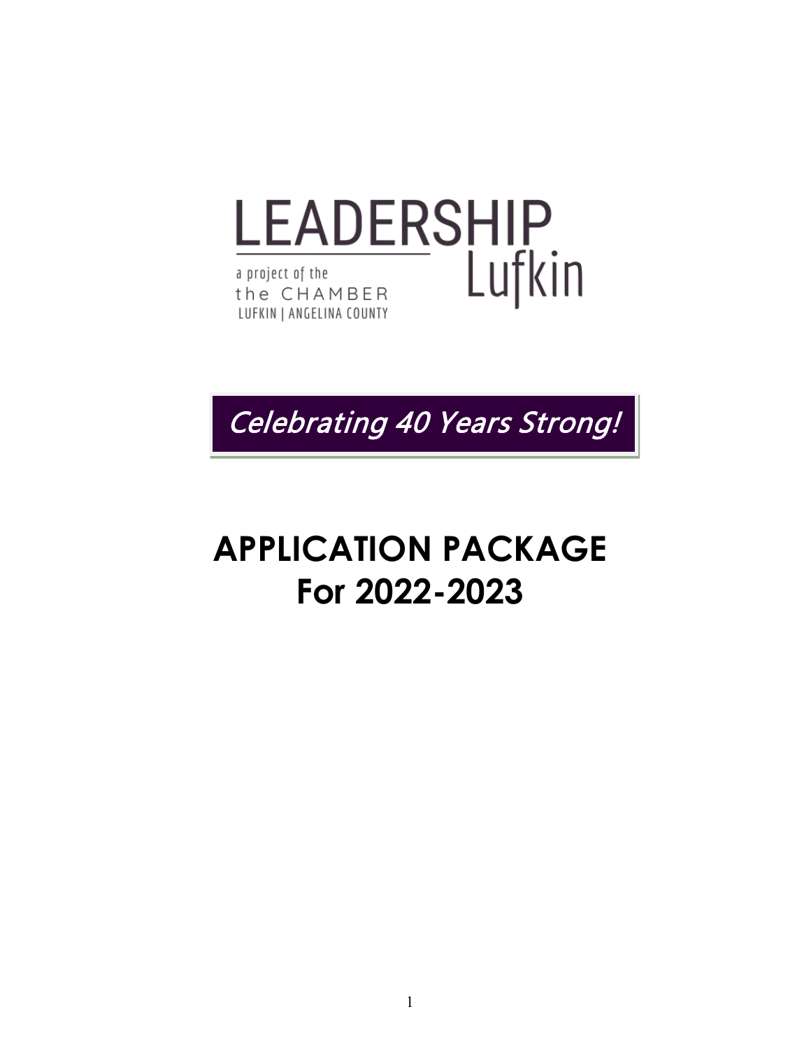# LEADERSHIP Lufkin

a project of the
the CHAMBER
LUFKIN | ANGELINA COUNTY

*Celebrating 40 Years Strong!*

# APPLICATION PACKAGE For 2022-2023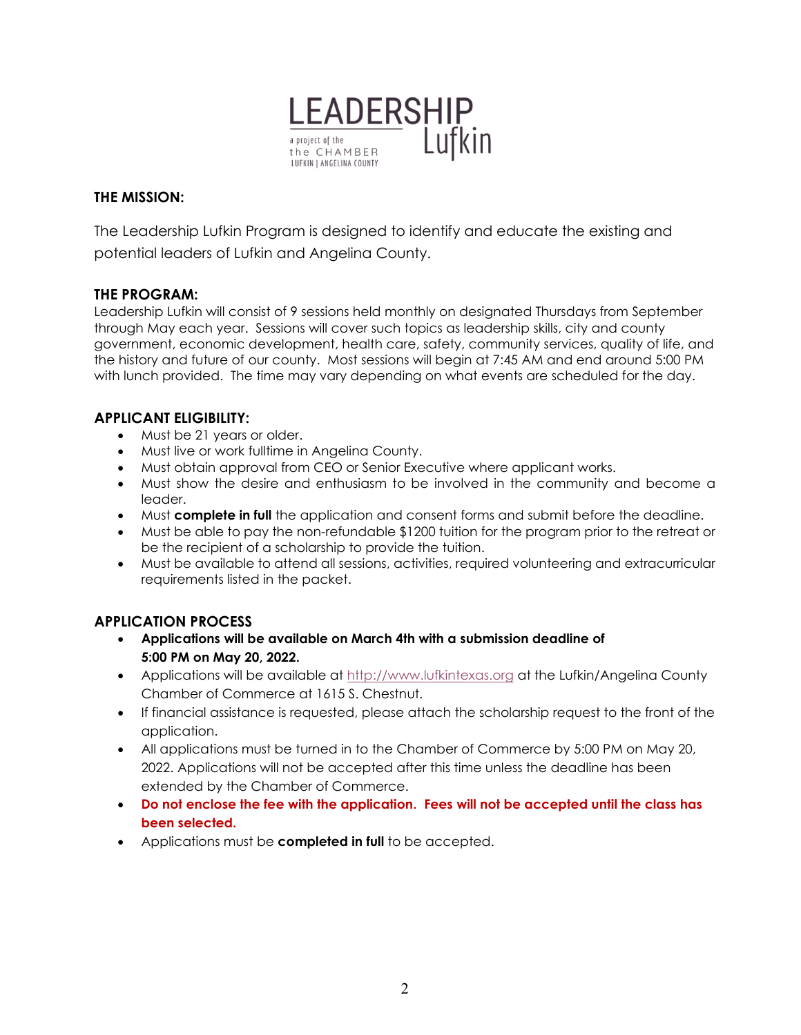LEADERSHIP Lufkin

a project of the the CHAMBER LUFKIN | ANGELINA COUNTY

## THE MISSION:

The Leadership Lufkin Program is designed to identify and educate the existing and potential leaders of Lufkin and Angelina County.

## THE PROGRAM:

Leadership Lufkin will consist of 9 sessions held monthly on designated Thursdays from September through May each year. Sessions will cover such topics as leadership skills, city and county government, economic development, health care, safety, community services, quality of life, and the history and future of our county. Most sessions will begin at 7:45 AM and end around 5:00 PM with lunch provided. The time may vary depending on what events are scheduled for the day.

## APPLICANT ELIGIBILITY:

- Must be 21 years or older.
- Must live or work fulltime in Angelina County.
- Must obtain approval from CEO or Senior Executive where applicant works.
- Must show the desire and enthusiasm to be involved in the community and become a leader.
- Must **complete in full** the application and consent forms and submit before the deadline.
- Must be able to pay the non-refundable $1200 tuition for the program prior to the retreat or be the recipient of a scholarship to provide the tuition.
- Must be available to attend all sessions, activities, required volunteering and extracurricular requirements listed in the packet.

## APPLICATION PROCESS

- **Applications will be available on March 4th with a submission deadline of 5:00 PM on May 20, 2022.**
- Applications will be available at http://www.lufkintexas.org at the Lufkin/Angelina County Chamber of Commerce at 1615 S. Chestnut.
- If financial assistance is requested, please attach the scholarship request to the front of the application.
- All applications must be turned in to the Chamber of Commerce by 5:00 PM on May 20, 2022. Applications will not be accepted after this time unless the deadline has been extended by the Chamber of Commerce.
- **Do not enclose the fee with the application. Fees will not be accepted until the class has been selected.**
- Applications must be **completed in full** to be accepted.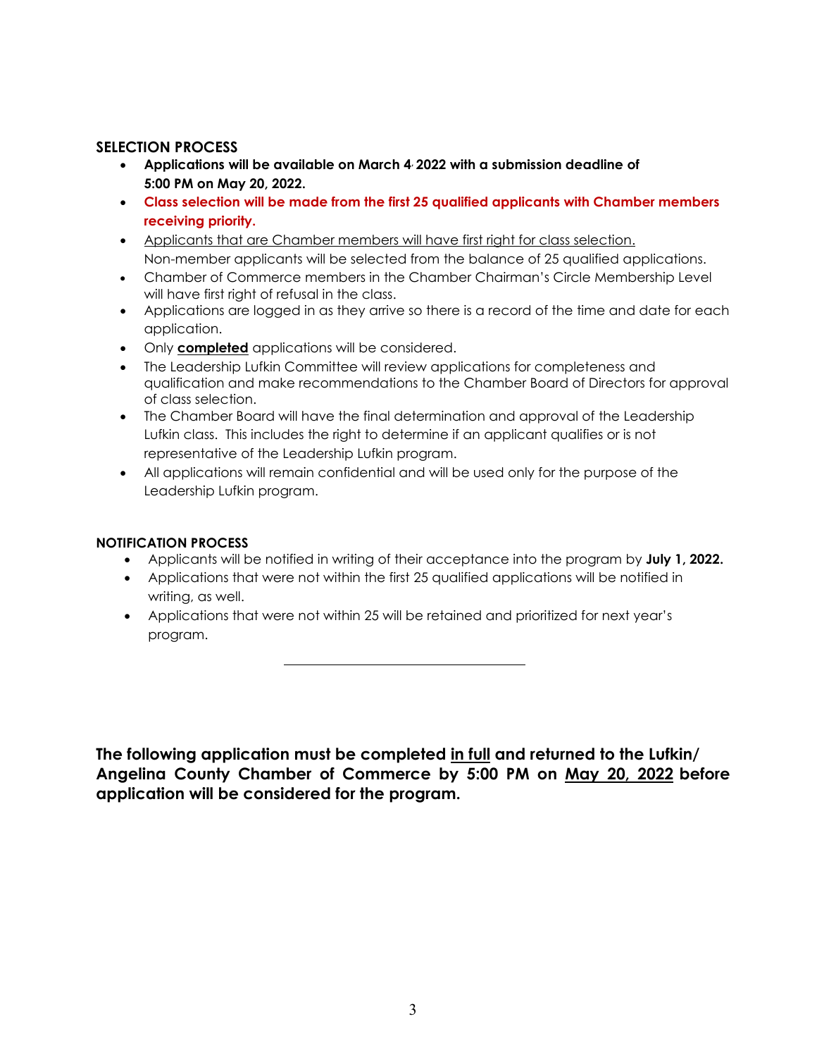## SELECTION PROCESS

- **Applications will be available on March 4, 2022 with a submission deadline of 5:00 PM on May 20, 2022.**
- **Class selection will be made from the first 25 qualified applicants with Chamber members receiving priority.**
- Applicants that are Chamber members will have first right for class selection. Non-member applicants will be selected from the balance of 25 qualified applications.
- Chamber of Commerce members in the Chamber Chairman's Circle Membership Level will have first right of refusal in the class.
- Applications are logged in as they arrive so there is a record of the time and date for each application.
- Only **completed** applications will be considered.
- The Leadership Lufkin Committee will review applications for completeness and qualification and make recommendations to the Chamber Board of Directors for approval of class selection.
- The Chamber Board will have the final determination and approval of the Leadership Lufkin class. This includes the right to determine if an applicant qualifies or is not representative of the Leadership Lufkin program.
- All applications will remain confidential and will be used only for the purpose of the Leadership Lufkin program.

## NOTIFICATION PROCESS

- Applicants will be notified in writing of their acceptance into the program by **July 1, 2022.**
- Applications that were not within the first 25 qualified applications will be notified in writing, as well.
- Applications that were not within 25 will be retained and prioritized for next year's program.

---

**The following application must be completed in full and returned to the Lufkin/ Angelina County Chamber of Commerce by 5:00 PM on May 20, 2022 before application will be considered for the program.**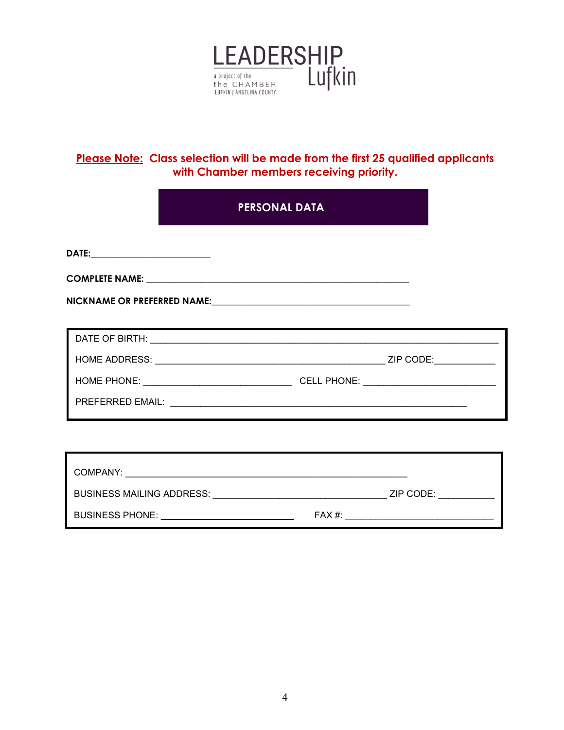LEADERSHIP Lufkin

a project of the the CHAMBER LUFKIN | ANGELINA COUNTY

**Please Note: Class selection will be made from the first 25 qualified applicants with Chamber members receiving priority.**

## PERSONAL DATA

**DATE:**________________________

**COMPLETE NAME:** _____________________________________________________

**NICKNAME OR PREFERRED NAME:**________________________________________

DATE OF BIRTH: _______________________________________________________________________

HOME ADDRESS: _____________________________________________ ZIP CODE:___________

HOME PHONE: _____________________________ CELL PHONE: __________________________

PREFERRED EMAIL: ___________________________________________________________

COMPANY: ________________________________________________________

BUSINESS MAILING ADDRESS: __________________________________ ZIP CODE: ___________

BUSINESS PHONE: __________________________ FAX #: _____________________________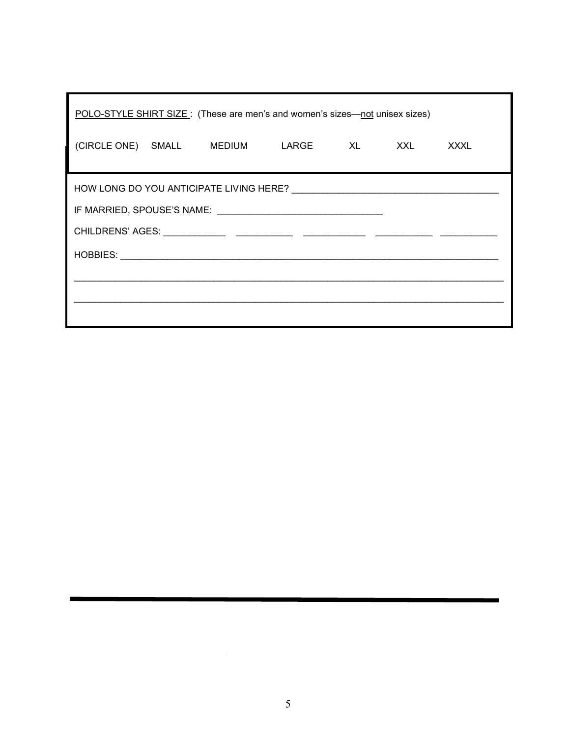<u>POLO-STYLE SHIRT SIZE</u> : (These are men's and women's sizes—<u>not</u> unisex sizes)

(CIRCLE ONE)  SMALL  MEDIUM  LARGE  XL  XXL  XXXL

HOW LONG DO YOU ANTICIPATE LIVING HERE? ______________________________________

IF MARRIED, SPOUSE'S NAME: ______________________________

CHILDRENS' AGES: ___________ ___________ ___________ ___________ ___________

HOBBIES: ______________________________________________________________________

_______________________________________________________________________________

_______________________________________________________________________________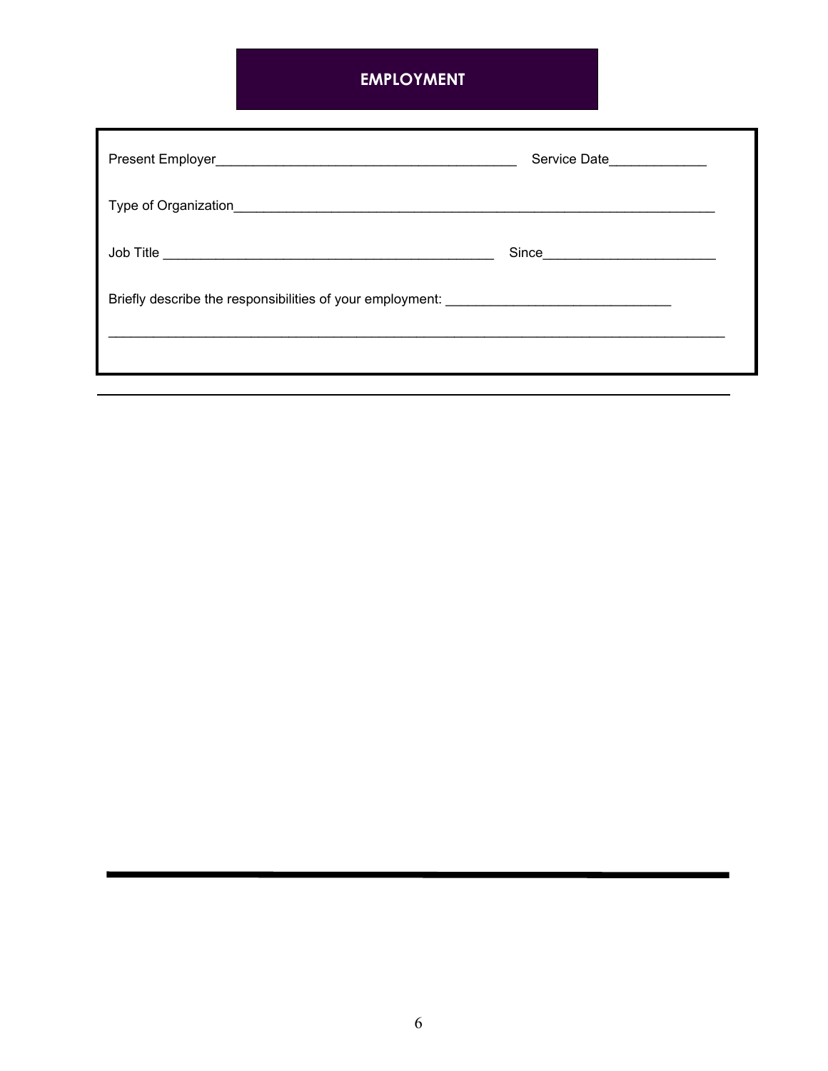## EMPLOYMENT

Present Employer________________________________________ Service Date_____________

Type of Organization________________________________________________________________

Job Title ____________________________________________ Since_______________________

Briefly describe the responsibilities of your employment: ______________________________

_________________________________________________________________________________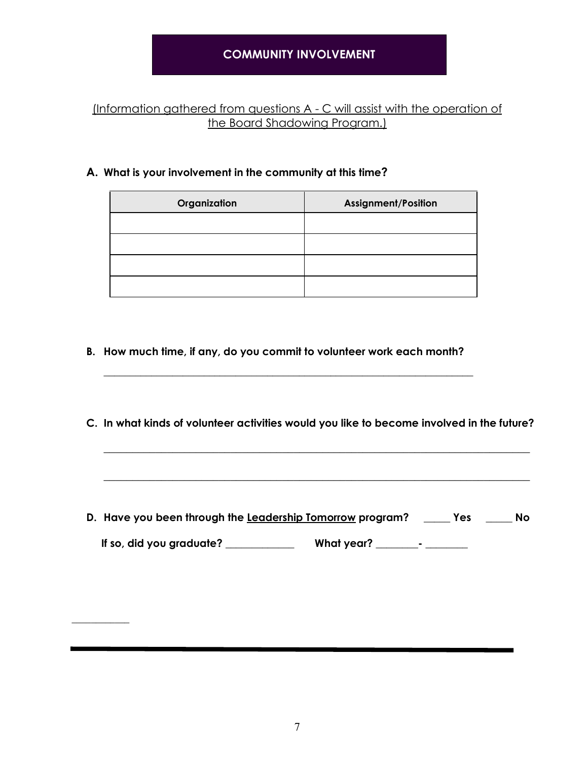## COMMUNITY INVOLVEMENT

<u>(Information gathered from questions A - C will assist with the operation of the Board Shadowing Program.)</u>

**A. What is your involvement in the community at this time?**

| Organization | Assignment/Position |
|---|---|
| | |
| | |
| | |
| | |

**B. How much time, if any, do you commit to volunteer work each month?**

\_\_\_\_\_\_\_\_\_\_\_\_\_\_\_\_\_\_\_\_\_\_\_\_\_\_\_\_\_\_\_\_\_\_\_\_\_\_\_\_\_\_\_\_\_\_\_\_\_\_\_\_\_\_\_\_\_\_\_\_\_\_\_\_\_\_\_\_

**C. In what kinds of volunteer activities would you like to become involved in the future?**

\_\_\_\_\_\_\_\_\_\_\_\_\_\_\_\_\_\_\_\_\_\_\_\_\_\_\_\_\_\_\_\_\_\_\_\_\_\_\_\_\_\_\_\_\_\_\_\_\_\_\_\_\_\_\_\_\_\_\_\_\_\_\_\_\_\_\_\_\_\_\_\_\_\_\_\_\_\_

\_\_\_\_\_\_\_\_\_\_\_\_\_\_\_\_\_\_\_\_\_\_\_\_\_\_\_\_\_\_\_\_\_\_\_\_\_\_\_\_\_\_\_\_\_\_\_\_\_\_\_\_\_\_\_\_\_\_\_\_\_\_\_\_\_\_\_\_\_\_\_\_\_\_\_\_\_\_

**D. Have you been through the <u>Leadership Tomorrow</u> program? \_\_\_\_\_ Yes \_\_\_\_\_ No**

**If so, did you graduate? \_\_\_\_\_\_\_\_\_\_\_\_\_ What year? \_\_\_\_\_\_\_\_- \_\_\_\_\_\_\_\_**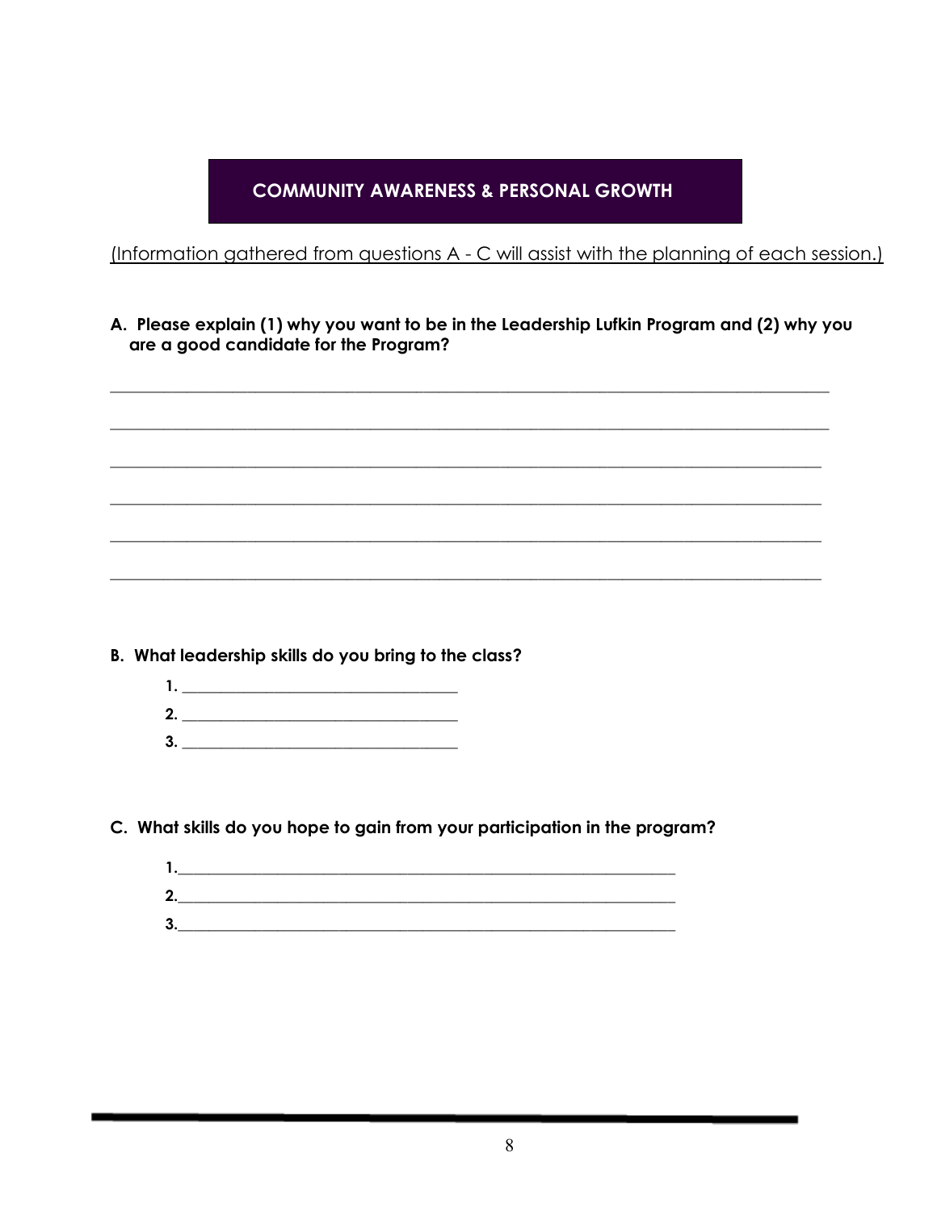## COMMUNITY AWARENESS & PERSONAL GROWTH

(Information gathered from questions A - C will assist with the planning of each session.)

**A. Please explain (1) why you want to be in the Leadership Lufkin Program and (2) why you are a good candidate for the Program?**

______________________________________________________________________________

______________________________________________________________________________

______________________________________________________________________________

______________________________________________________________________________

______________________________________________________________________________

______________________________________________________________________________

**B. What leadership skills do you bring to the class?**

**1.** ______________________________

**2.** ______________________________

**3.** ______________________________

**C. What skills do you hope to gain from your participation in the program?**

**1.**________________________________________________________

**2.**________________________________________________________

**3.**________________________________________________________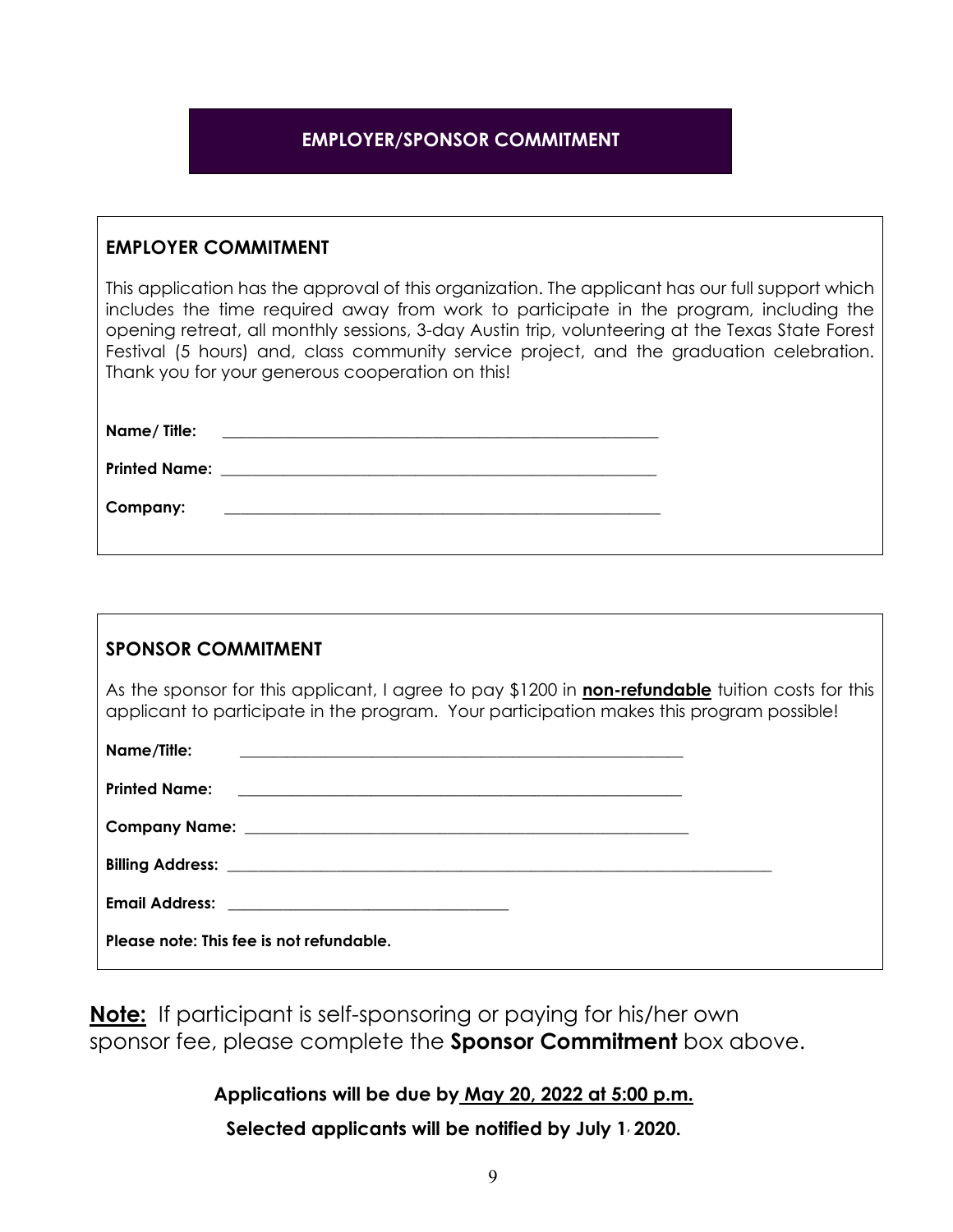# EMPLOYER/SPONSOR COMMITMENT

## EMPLOYER COMMITMENT

This application has the approval of this organization. The applicant has our full support which includes the time required away from work to participate in the program, including the opening retreat, all monthly sessions, 3-day Austin trip, volunteering at the Texas State Forest Festival (5 hours) and, class community service project, and the graduation celebration. Thank you for your generous cooperation on this!

**Name/ Title:** ________________________________________________

**Printed Name:** ________________________________________________

**Company:** ________________________________________________

## SPONSOR COMMITMENT

As the sponsor for this applicant, I agree to pay $1200 in **non-refundable** tuition costs for this applicant to participate in the program. Your participation makes this program possible!

**Name/Title:** ________________________________________________

**Printed Name:** ________________________________________________

**Company Name:** ________________________________________________

**Billing Address:** ____________________________________________________________

**Email Address:** ______________________________

**Please note: This fee is not refundable.**

**Note:** If participant is self-sponsoring or paying for his/her own sponsor fee, please complete the **Sponsor Commitment** box above.

**Applications will be due by May 20, 2022 at 5:00 p.m.**

**Selected applicants will be notified by July 1, 2020.**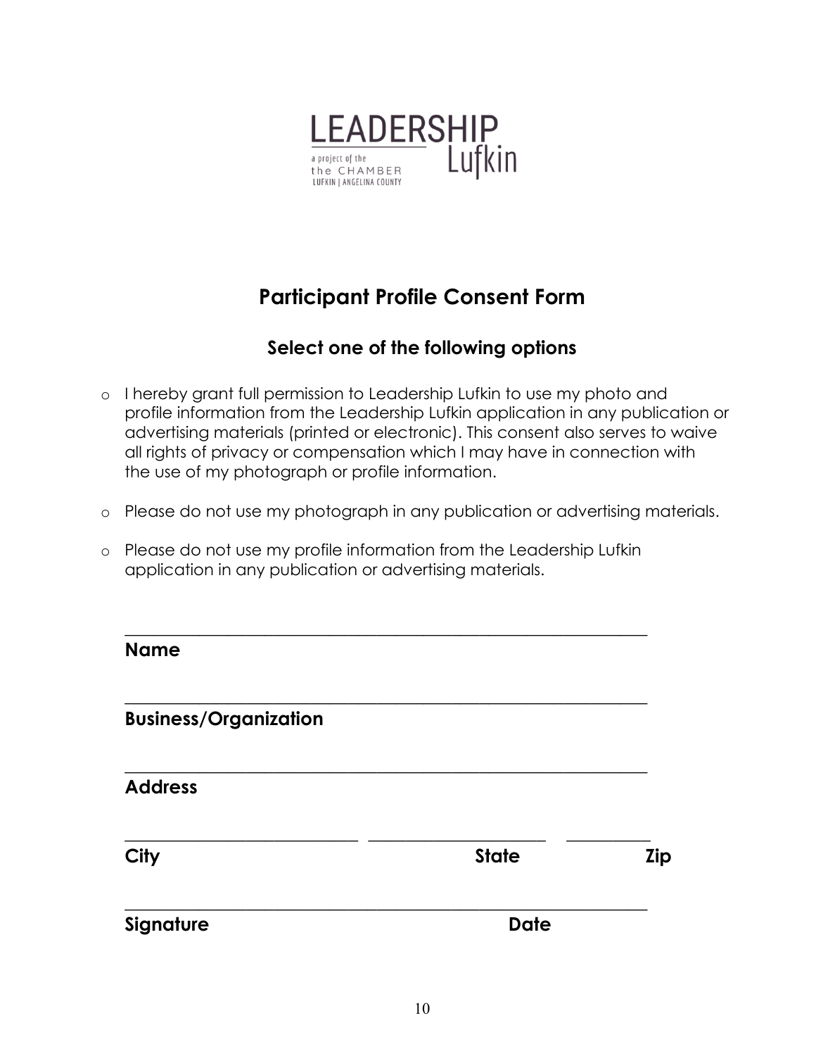LEADERSHIP Lufkin

a project of the the CHAMBER LUFKIN | ANGELINA COUNTY

# Participant Profile Consent Form

## Select one of the following options

- o I hereby grant full permission to Leadership Lufkin to use my photo and profile information from the Leadership Lufkin application in any publication or advertising materials (printed or electronic). This consent also serves to waive all rights of privacy or compensation which I may have in connection with the use of my photograph or profile information.
- o Please do not use my photograph in any publication or advertising materials.
- o Please do not use my profile information from the Leadership Lufkin application in any publication or advertising materials.

_______________________________________________

**Name**

_______________________________________________

**Business/Organization**

_______________________________________________

**Address**

_________________ _____________ _______

**City** **State** **Zip**

_______________________________________________

**Signature** **Date**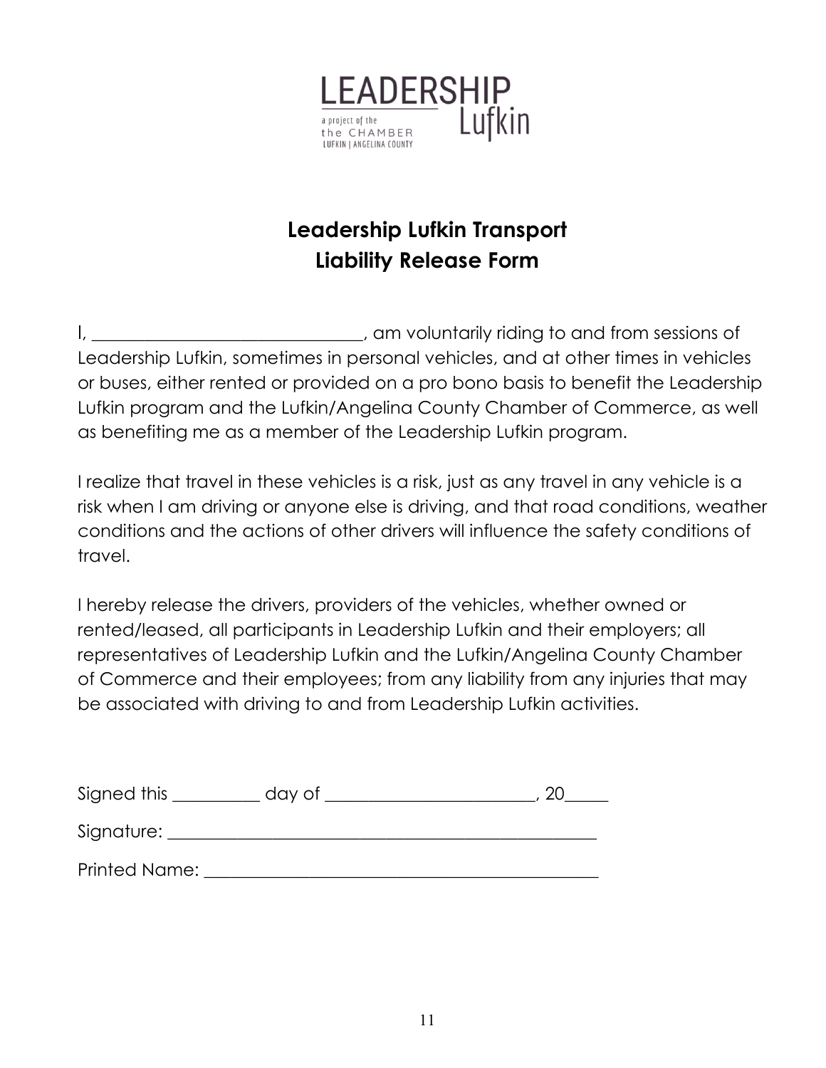# Leadership Lufkin Transport
# Liability Release Form

I, ______________________________, am voluntarily riding to and from sessions of Leadership Lufkin, sometimes in personal vehicles, and at other times in vehicles or buses, either rented or provided on a pro bono basis to benefit the Leadership Lufkin program and the Lufkin/Angelina County Chamber of Commerce, as well as benefiting me as a member of the Leadership Lufkin program.

I realize that travel in these vehicles is a risk, just as any travel in any vehicle is a risk when I am driving or anyone else is driving, and that road conditions, weather conditions and the actions of other drivers will influence the safety conditions of travel.

I hereby release the drivers, providers of the vehicles, whether owned or rented/leased, all participants in Leadership Lufkin and their employers; all representatives of Leadership Lufkin and the Lufkin/Angelina County Chamber of Commerce and their employees; from any liability from any injuries that may be associated with driving to and from Leadership Lufkin activities.

Signed this __________ day of ________________________, 20_____

Signature: ______________________________________________

Printed Name: ___________________________________________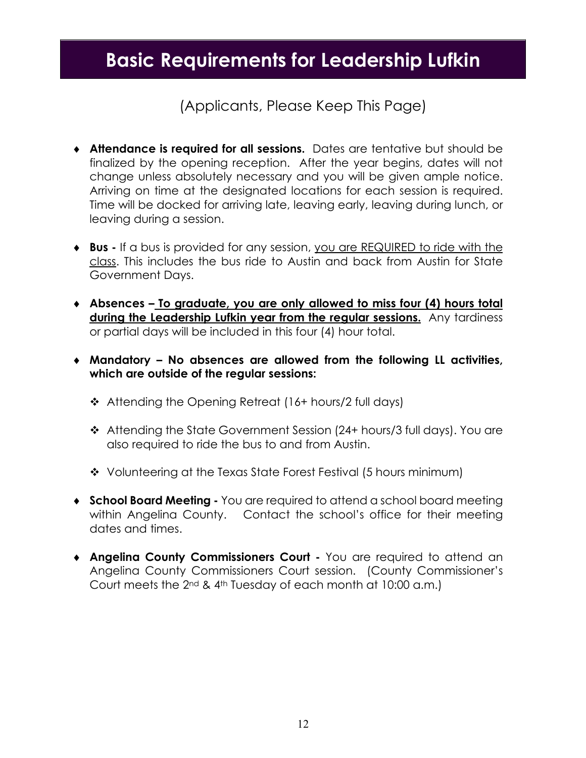# Basic Requirements for Leadership Lufkin

(Applicants, Please Keep This Page)

- **Attendance is required for all sessions.** Dates are tentative but should be finalized by the opening reception. After the year begins, dates will not change unless absolutely necessary and you will be given ample notice. Arriving on time at the designated locations for each session is required. Time will be docked for arriving late, leaving early, leaving during lunch, or leaving during a session.

- **Bus -** If a bus is provided for any session, <u>you are REQUIRED to ride with the class</u>. This includes the bus ride to Austin and back from Austin for State Government Days.

- **Absences – <u>To graduate, you are only allowed to miss four (4) hours total during the Leadership Lufkin year from the regular sessions.</u>** Any tardiness or partial days will be included in this four (4) hour total.

- **Mandatory – No absences are allowed from the following LL activities, which are outside of the regular sessions:**

  - Attending the Opening Retreat (16+ hours/2 full days)

  - Attending the State Government Session (24+ hours/3 full days). You are also required to ride the bus to and from Austin.

  - Volunteering at the Texas State Forest Festival (5 hours minimum)

- **School Board Meeting -** You are required to attend a school board meeting within Angelina County. Contact the school's office for their meeting dates and times.

- **Angelina County Commissioners Court -** You are required to attend an Angelina County Commissioners Court session. (County Commissioner's Court meets the 2nd & 4th Tuesday of each month at 10:00 a.m.)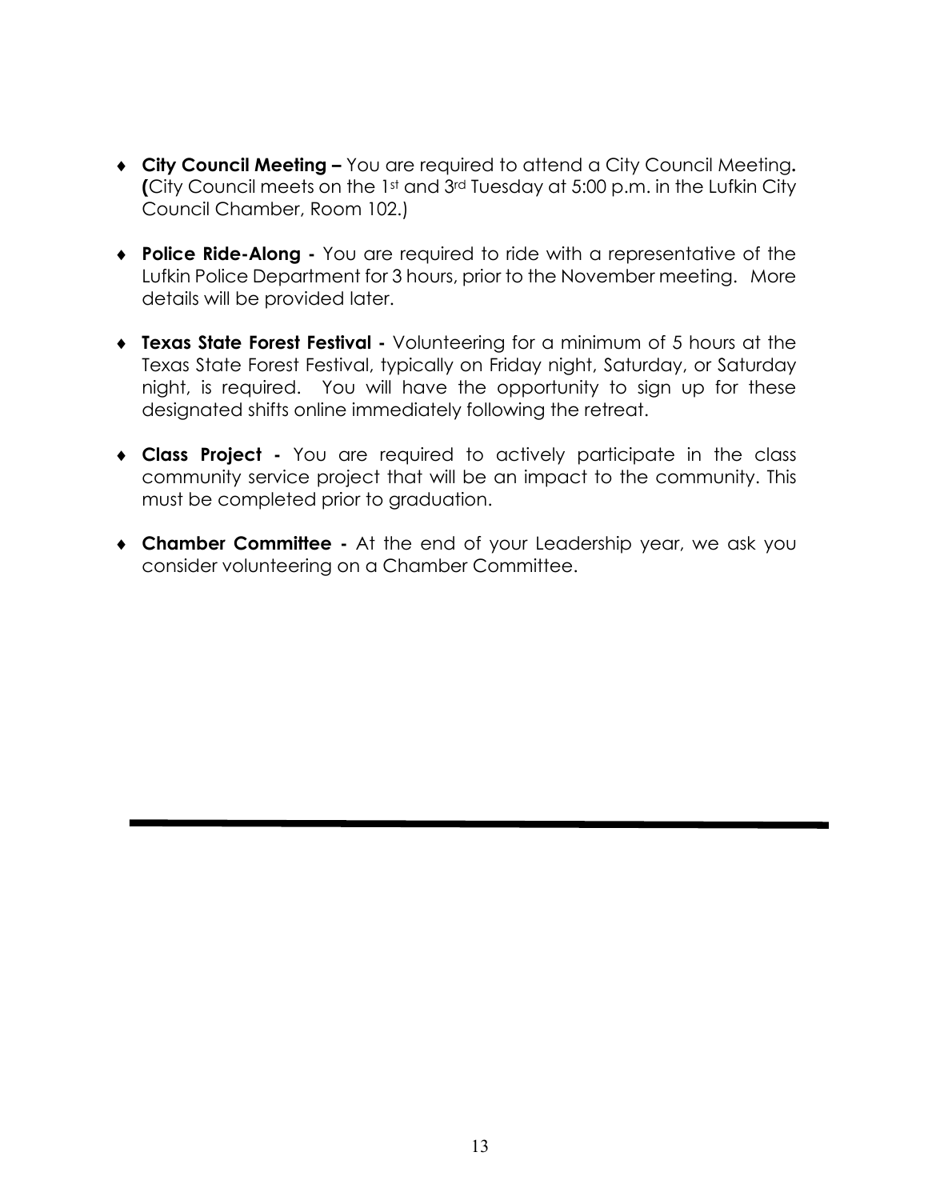- **City Council Meeting –** You are required to attend a City Council Meeting**. (**City Council meets on the 1st and 3rd Tuesday at 5:00 p.m. in the Lufkin City Council Chamber, Room 102.)

- **Police Ride-Along -** You are required to ride with a representative of the Lufkin Police Department for 3 hours, prior to the November meeting. More details will be provided later.

- **Texas State Forest Festival -** Volunteering for a minimum of 5 hours at the Texas State Forest Festival, typically on Friday night, Saturday, or Saturday night, is required. You will have the opportunity to sign up for these designated shifts online immediately following the retreat.

- **Class Project -** You are required to actively participate in the class community service project that will be an impact to the community. This must be completed prior to graduation.

- **Chamber Committee -** At the end of your Leadership year, we ask you consider volunteering on a Chamber Committee.

---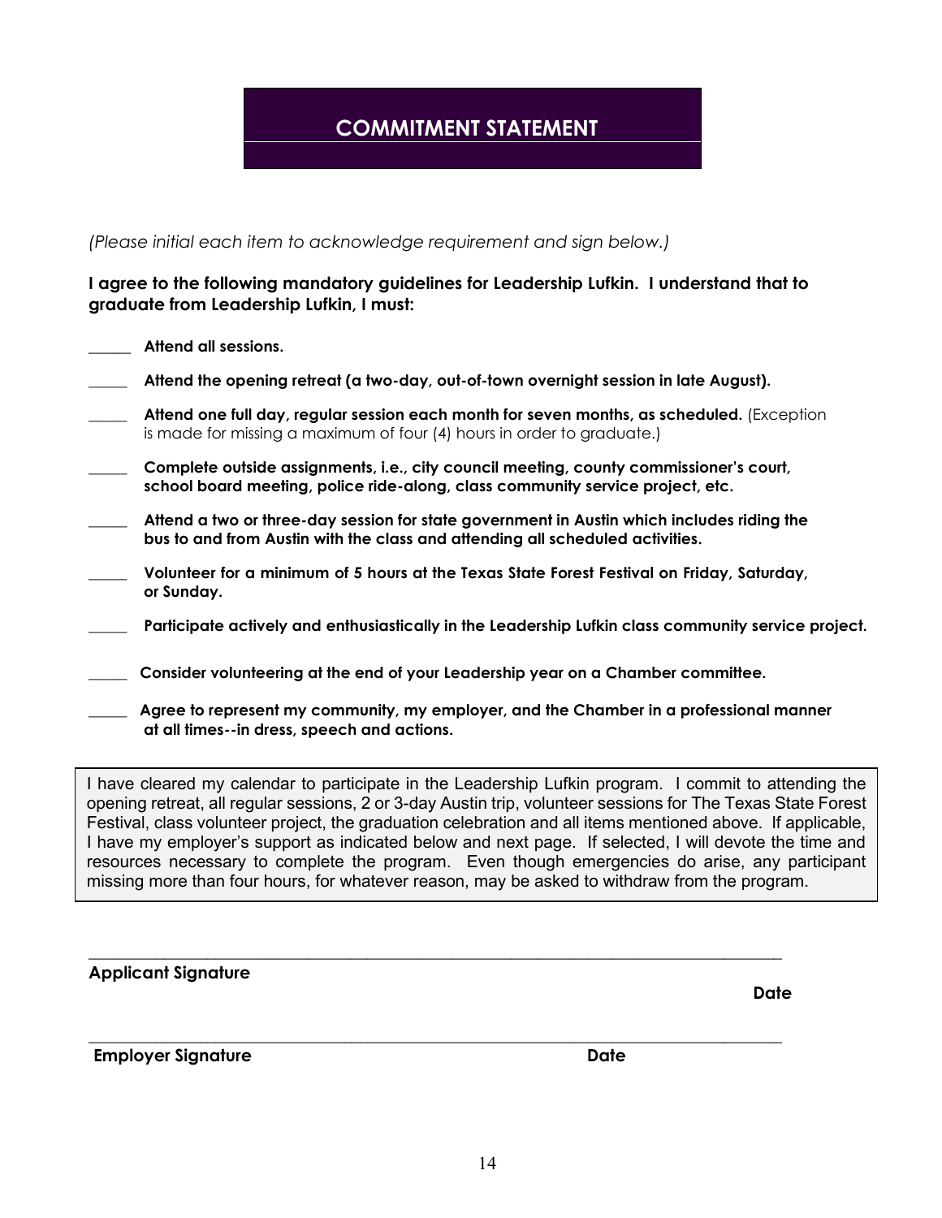# COMMITMENT STATEMENT

*(Please initial each item to acknowledge requirement and sign below.)*

**I agree to the following mandatory guidelines for Leadership Lufkin. I understand that to graduate from Leadership Lufkin, I must:**

_____ **Attend all sessions.**

_____ **Attend the opening retreat (a two-day, out-of-town overnight session in late August).**

_____ **Attend one full day, regular session each month for seven months, as scheduled.** (Exception is made for missing a maximum of four (4) hours in order to graduate.)

_____ **Complete outside assignments, i.e., city council meeting, county commissioner's court, school board meeting, police ride-along, class community service project, etc.**

_____ **Attend a two or three-day session for state government in Austin which includes riding the bus to and from Austin with the class and attending all scheduled activities.**

_____ **Volunteer for a minimum of 5 hours at the Texas State Forest Festival on Friday, Saturday, or Sunday.**

_____ **Participate actively and enthusiastically in the Leadership Lufkin class community service project.**

_____ **Consider volunteering at the end of your Leadership year on a Chamber committee.**

_____ **Agree to represent my community, my employer, and the Chamber in a professional manner at all times--in dress, speech and actions.**

I have cleared my calendar to participate in the Leadership Lufkin program. I commit to attending the opening retreat, all regular sessions, 2 or 3-day Austin trip, volunteer sessions for The Texas State Forest Festival, class volunteer project, the graduation celebration and all items mentioned above. If applicable, I have my employer's support as indicated below and next page. If selected, I will devote the time and resources necessary to complete the program. Even though emergencies do arise, any participant missing more than four hours, for whatever reason, may be asked to withdraw from the program.

_______________________________________________________________________________

**Applicant Signature** **Date**

_______________________________________________________________________________

**Employer Signature** **Date**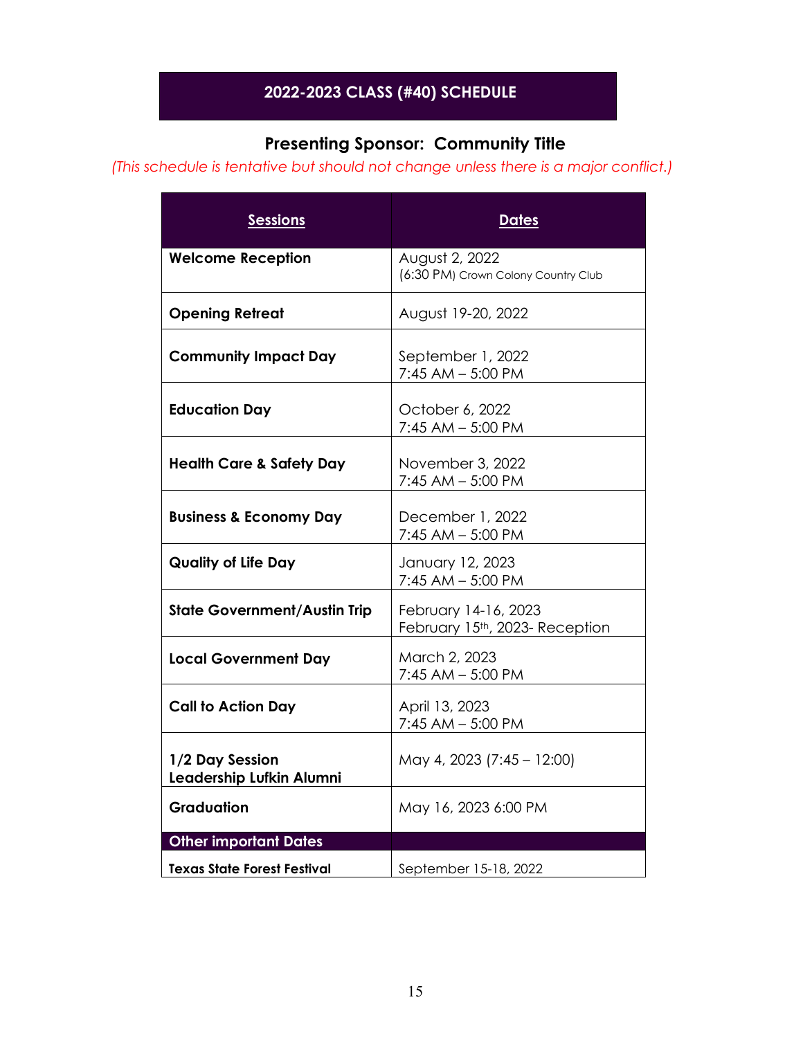## 2022-2023 CLASS (#40) SCHEDULE

### Presenting Sponsor: Community Title

*(This schedule is tentative but should not change unless there is a major conflict.)*

| Sessions | Dates |
|---|---|
| **Welcome Reception** | August 2, 2022<br>(6:30 PM) Crown Colony Country Club |
| **Opening Retreat** | August 19-20, 2022 |
| **Community Impact Day** | September 1, 2022<br>7:45 AM – 5:00 PM |
| **Education Day** | October 6, 2022<br>7:45 AM – 5:00 PM |
| **Health Care & Safety Day** | November 3, 2022<br>7:45 AM – 5:00 PM |
| **Business & Economy Day** | December 1, 2022<br>7:45 AM – 5:00 PM |
| **Quality of Life Day** | January 12, 2023<br>7:45 AM – 5:00 PM |
| **State Government/Austin Trip** | February 14-16, 2023<br>February 15th, 2023- Reception |
| **Local Government Day** | March 2, 2023<br>7:45 AM – 5:00 PM |
| **Call to Action Day** | April 13, 2023<br>7:45 AM – 5:00 PM |
| **1/2 Day Session**<br>**Leadership Lufkin Alumni** | May 4, 2023 (7:45 – 12:00) |
| **Graduation** | May 16, 2023 6:00 PM |
| **Other important Dates** | |
| **Texas State Forest Festival** | September 15-18, 2022 |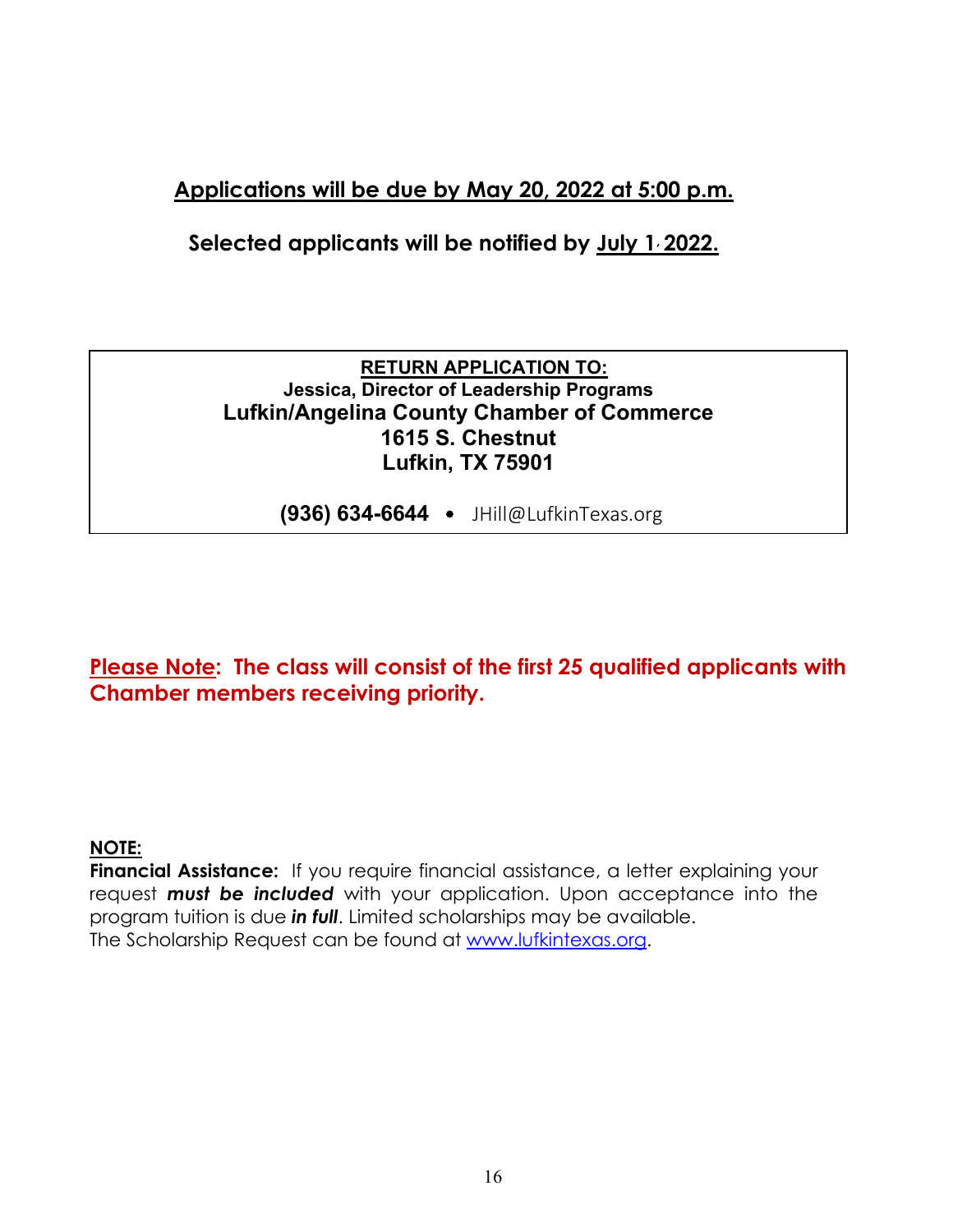**Applications will be due by May 20, 2022 at 5:00 p.m.**

**Selected applicants will be notified by July 1, 2022.**

**RETURN APPLICATION TO:**
**Jessica, Director of Leadership Programs**
**Lufkin/Angelina County Chamber of Commerce**
**1615 S. Chestnut**
**Lufkin, TX 75901**

**(936) 634-6644** • JHill@LufkinTexas.org

**Please Note: The class will consist of the first 25 qualified applicants with Chamber members receiving priority.**

**NOTE:**
**Financial Assistance:** If you require financial assistance, a letter explaining your request ***must be included*** with your application. Upon acceptance into the program tuition is due ***in full***. Limited scholarships may be available.
The Scholarship Request can be found at www.lufkintexas.org.